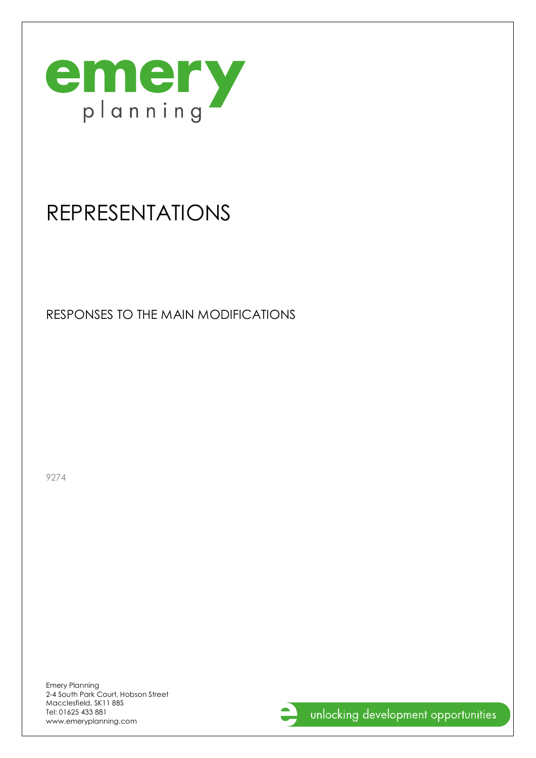emery
planning

# REPRESENTATIONS

## RESPONSES TO THE MAIN MODIFICATIONS

9274

Emery Planning
2-4 South Park Court, Hobson Street
Macclesfield, SK11 8BS
Tel: 01625 433 881
www.emeryplanning.com

unlocking development opportunities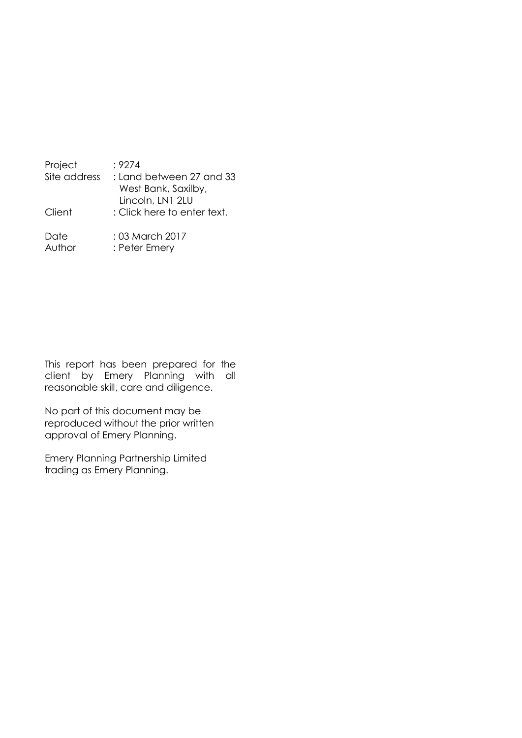| | |
|---|---|
| Project | : 9274 |
| Site address | : Land between 27 and 33 West Bank, Saxilby, Lincoln, LN1 2LU |
| Client | : Click here to enter text. |
| Date | : 03 March 2017 |
| Author | : Peter Emery |

This report has been prepared for the client by Emery Planning with all reasonable skill, care and diligence.

No part of this document may be reproduced without the prior written approval of Emery Planning.

Emery Planning Partnership Limited trading as Emery Planning.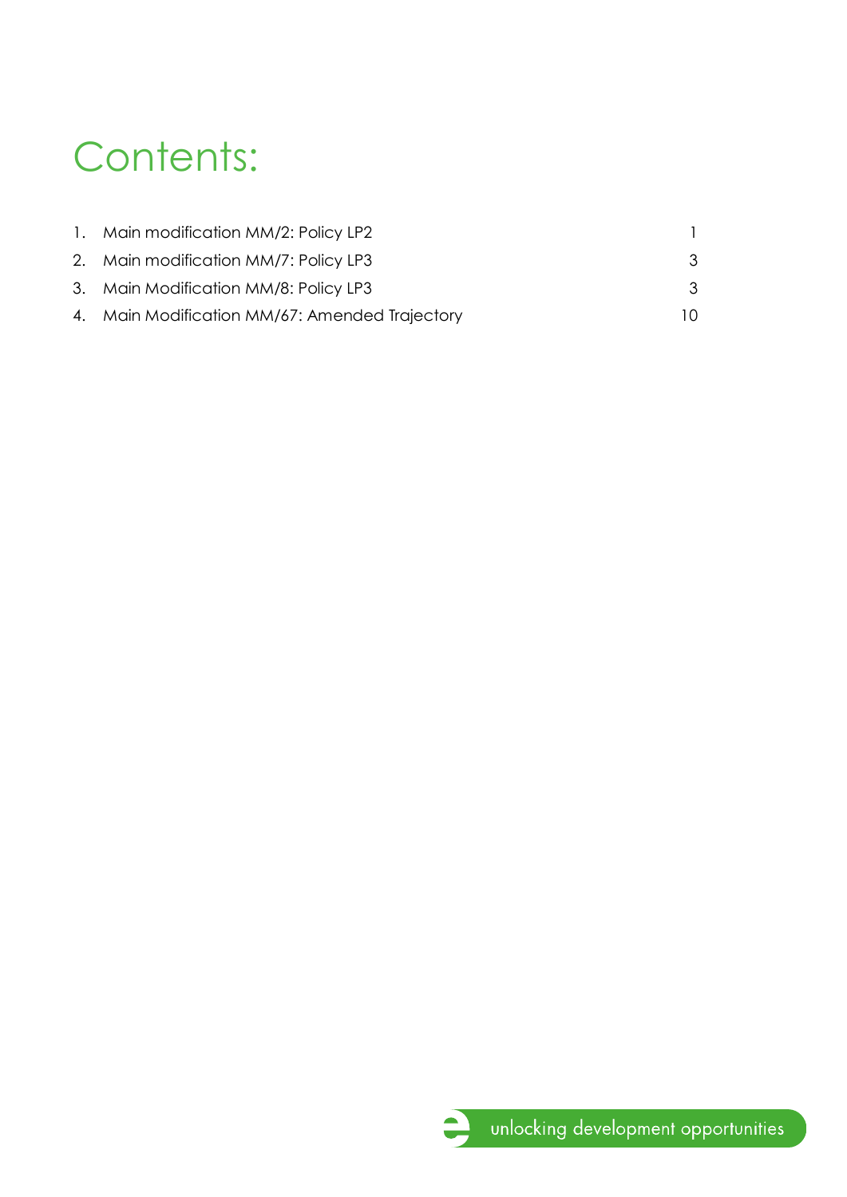# Contents:

1. Main modification MM/2: Policy LP2 1
2. Main modification MM/7: Policy LP3 3
3. Main Modification MM/8: Policy LP3 3
4. Main Modification MM/67: Amended Trajectory 10

unlocking development opportunities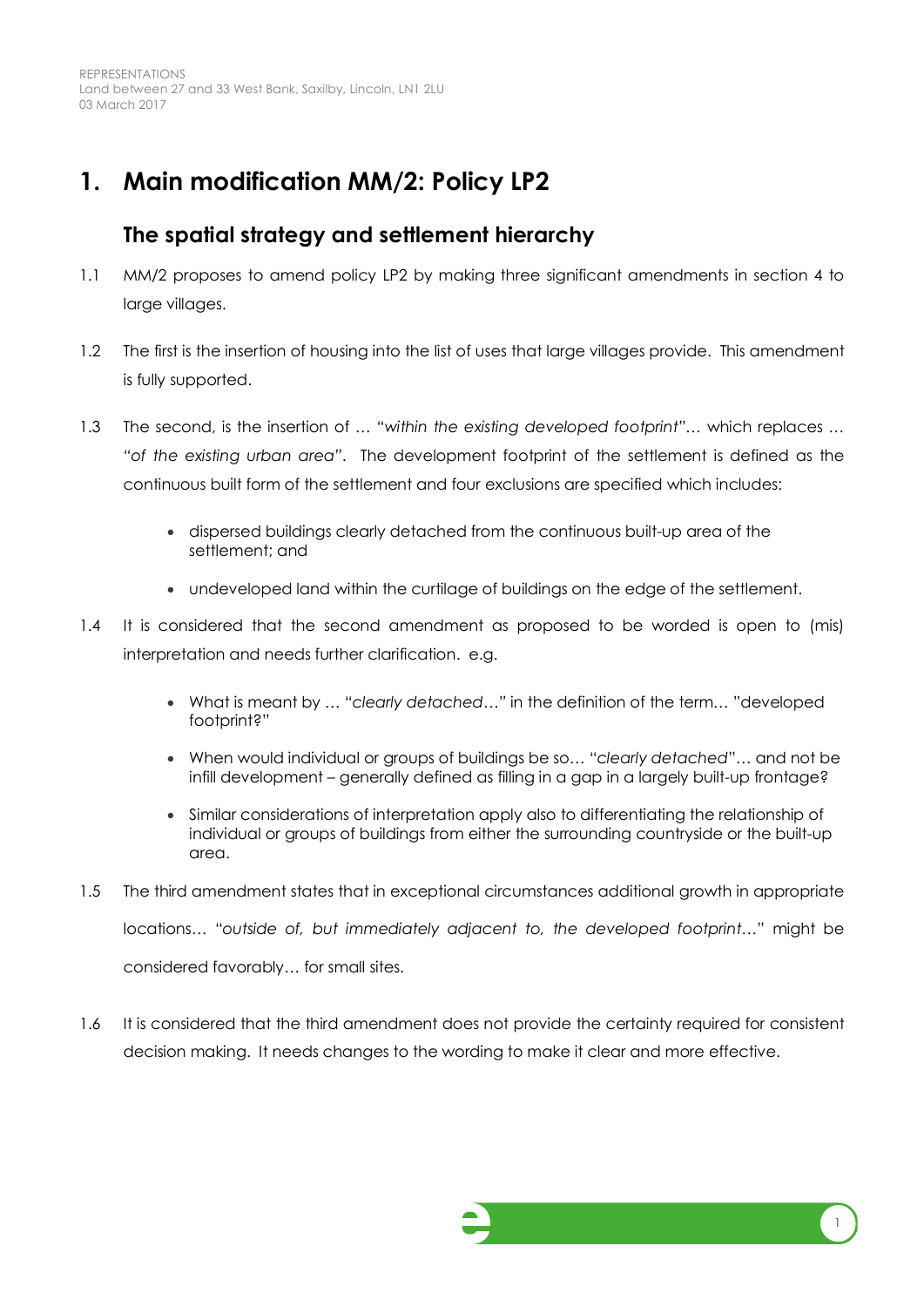# 1. Main modification MM/2: Policy LP2

## The spatial strategy and settlement hierarchy

1.1 MM/2 proposes to amend policy LP2 by making three significant amendments in section 4 to large villages.

1.2 The first is the insertion of housing into the list of uses that large villages provide. This amendment is fully supported.

1.3 The second, is the insertion of … "*within the existing developed footprint*"… which replaces … "*of the existing urban area*". The development footprint of the settlement is defined as the continuous built form of the settlement and four exclusions are specified which includes:

- dispersed buildings clearly detached from the continuous built-up area of the settlement; and
- undeveloped land within the curtilage of buildings on the edge of the settlement.

1.4 It is considered that the second amendment as proposed to be worded is open to (mis) interpretation and needs further clarification. e.g.

- What is meant by … "*clearly detached*…" in the definition of the term… "developed footprint?"
- When would individual or groups of buildings be so… "*clearly detached*"… and not be infill development – generally defined as filling in a gap in a largely built-up frontage?
- Similar considerations of interpretation apply also to differentiating the relationship of individual or groups of buildings from either the surrounding countryside or the built-up area.

1.5 The third amendment states that in exceptional circumstances additional growth in appropriate locations… "*outside of, but immediately adjacent to, the developed footprint*…" might be considered favorably… for small sites.

1.6 It is considered that the third amendment does not provide the certainty required for consistent decision making. It needs changes to the wording to make it clear and more effective.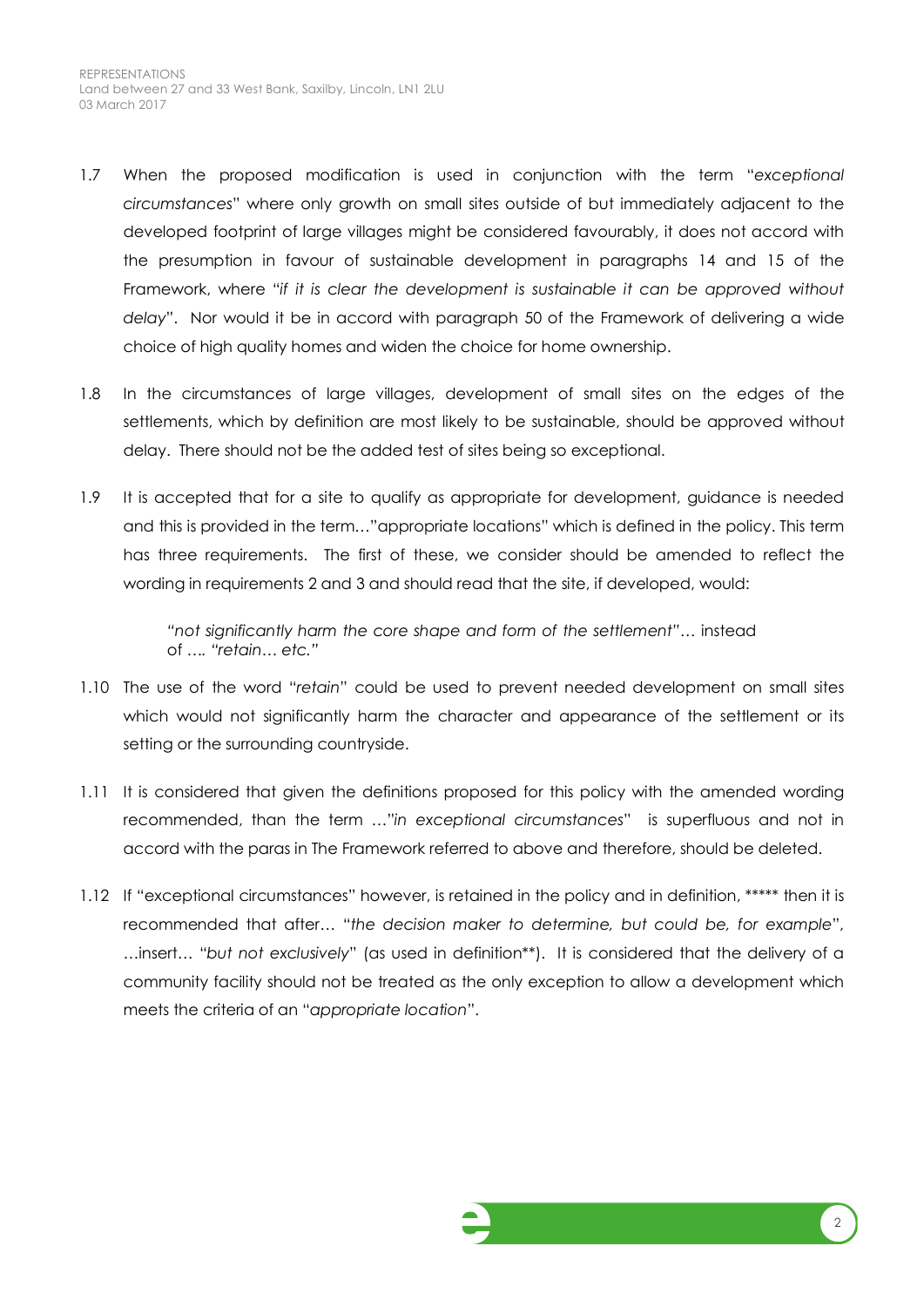1.7 When the proposed modification is used in conjunction with the term "*exceptional circumstances*" where only growth on small sites outside of but immediately adjacent to the developed footprint of large villages might be considered favourably, it does not accord with the presumption in favour of sustainable development in paragraphs 14 and 15 of the Framework, where "*if it is clear the development is sustainable it can be approved without delay*". Nor would it be in accord with paragraph 50 of the Framework of delivering a wide choice of high quality homes and widen the choice for home ownership.

1.8 In the circumstances of large villages, development of small sites on the edges of the settlements, which by definition are most likely to be sustainable, should be approved without delay. There should not be the added test of sites being so exceptional.

1.9 It is accepted that for a site to qualify as appropriate for development, guidance is needed and this is provided in the term…"appropriate locations" which is defined in the policy. This term has three requirements. The first of these, we consider should be amended to reflect the wording in requirements 2 and 3 and should read that the site, if developed, would:

> *"not significantly harm the core shape and form of the settlement"*… instead of *…. "retain… etc."*

1.10 The use of the word "*retain*" could be used to prevent needed development on small sites which would not significantly harm the character and appearance of the settlement or its setting or the surrounding countryside.

1.11 It is considered that given the definitions proposed for this policy with the amended wording recommended, than the term …"*in exceptional circumstances*" is superfluous and not in accord with the paras in The Framework referred to above and therefore, should be deleted.

1.12 If "exceptional circumstances" however, is retained in the policy and in definition, ***** then it is recommended that after… "*the decision maker to determine, but could be, for example*", …insert… "*but not exclusively*" (as used in definition**). It is considered that the delivery of a community facility should not be treated as the only exception to allow a development which meets the criteria of an "*appropriate location*".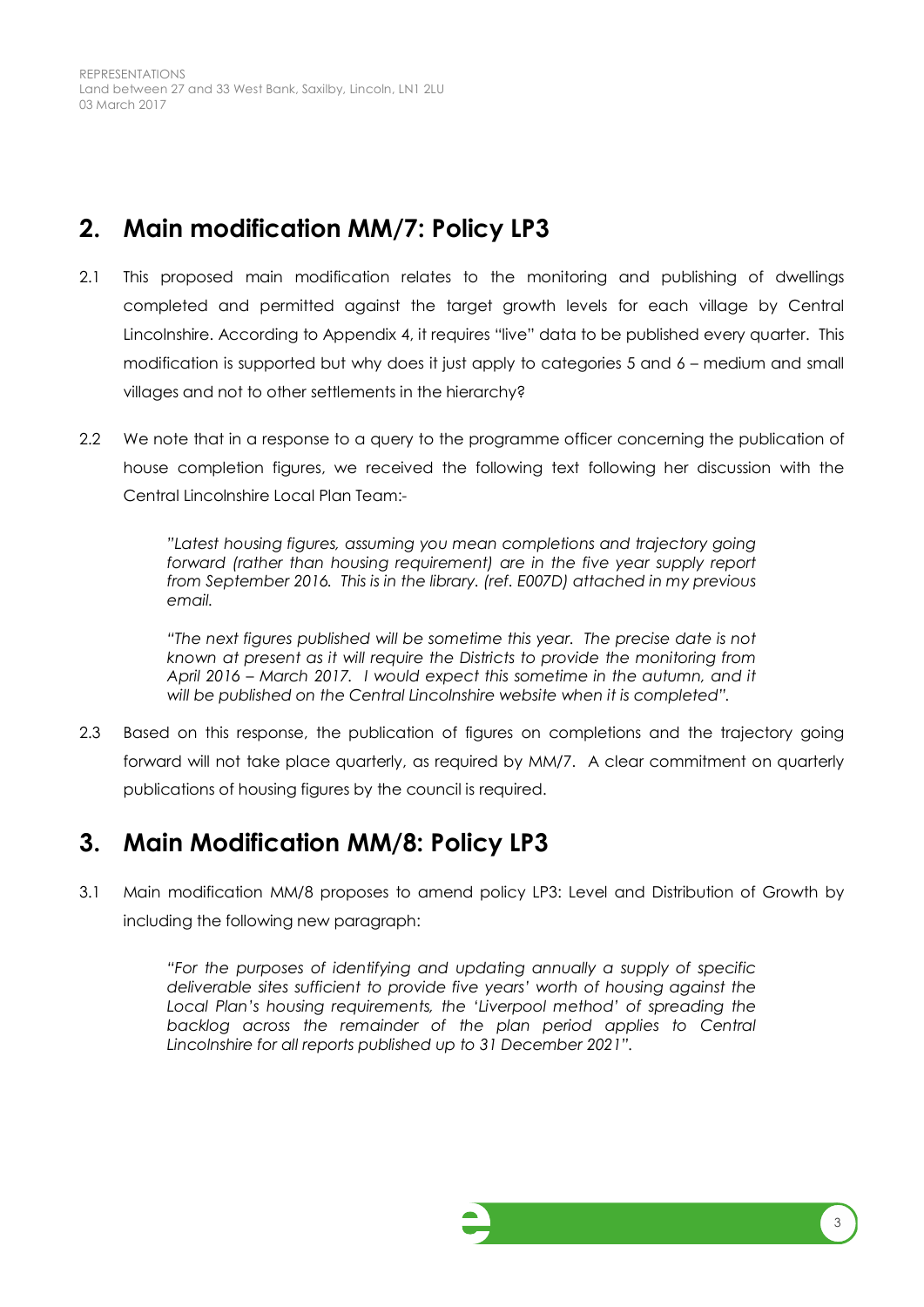## 2. Main modification MM/7: Policy LP3

2.1 This proposed main modification relates to the monitoring and publishing of dwellings completed and permitted against the target growth levels for each village by Central Lincolnshire. According to Appendix 4, it requires "live" data to be published every quarter. This modification is supported but why does it just apply to categories 5 and 6 – medium and small villages and not to other settlements in the hierarchy?

2.2 We note that in a response to a query to the programme officer concerning the publication of house completion figures, we received the following text following her discussion with the Central Lincolnshire Local Plan Team:-

> *"Latest housing figures, assuming you mean completions and trajectory going forward (rather than housing requirement) are in the five year supply report from September 2016. This is in the library. (ref. E007D) attached in my previous email.*
>
> *"The next figures published will be sometime this year. The precise date is not known at present as it will require the Districts to provide the monitoring from April 2016 – March 2017. I would expect this sometime in the autumn, and it will be published on the Central Lincolnshire website when it is completed".*

2.3 Based on this response, the publication of figures on completions and the trajectory going forward will not take place quarterly, as required by MM/7. A clear commitment on quarterly publications of housing figures by the council is required.

## 3. Main Modification MM/8: Policy LP3

3.1 Main modification MM/8 proposes to amend policy LP3: Level and Distribution of Growth by including the following new paragraph:

> *"For the purposes of identifying and updating annually a supply of specific deliverable sites sufficient to provide five years' worth of housing against the Local Plan's housing requirements, the 'Liverpool method' of spreading the backlog across the remainder of the plan period applies to Central Lincolnshire for all reports published up to 31 December 2021".*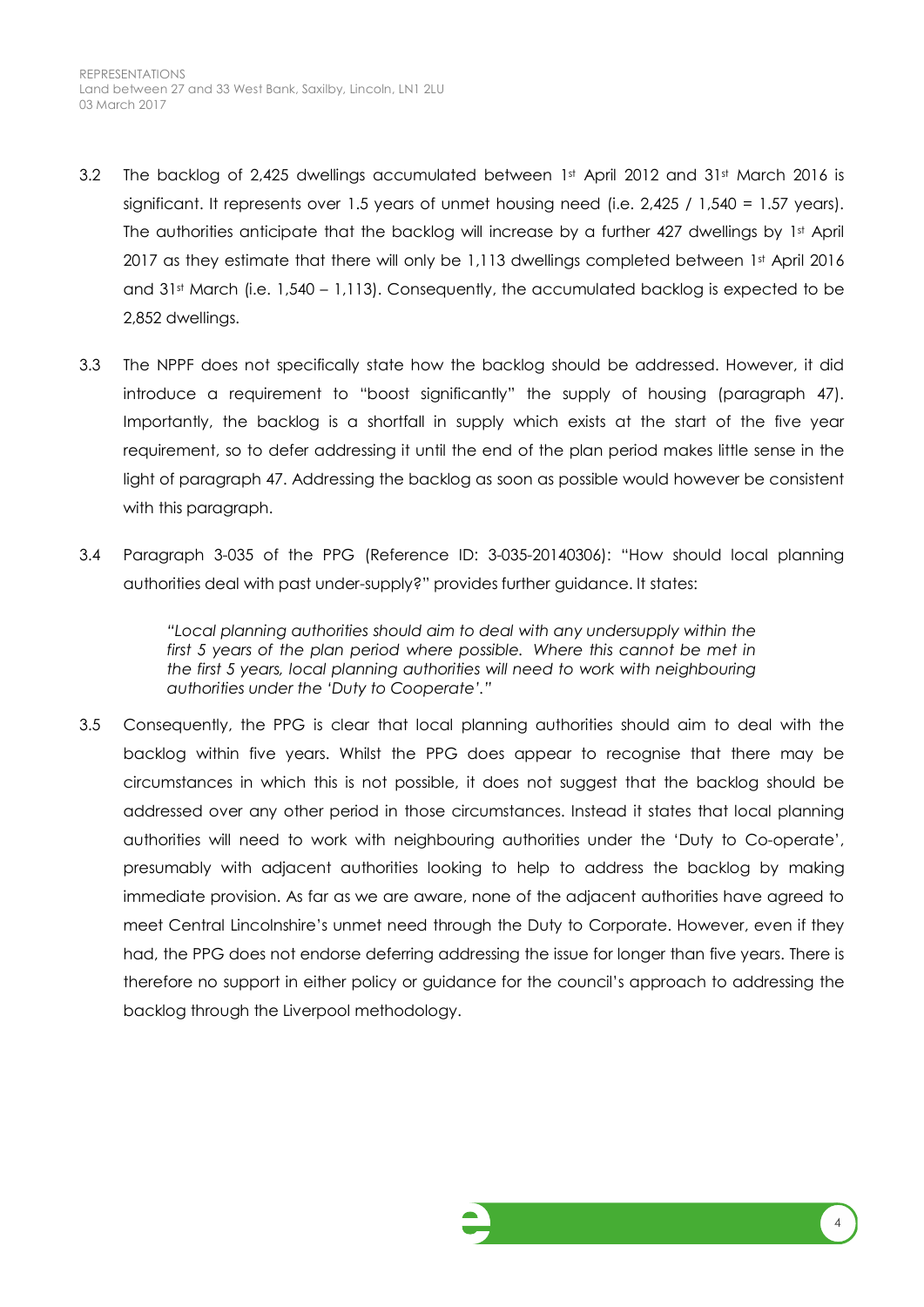3.2 The backlog of 2,425 dwellings accumulated between 1st April 2012 and 31st March 2016 is significant. It represents over 1.5 years of unmet housing need (i.e. 2,425 / 1,540 = 1.57 years). The authorities anticipate that the backlog will increase by a further 427 dwellings by 1st April 2017 as they estimate that there will only be 1,113 dwellings completed between 1st April 2016 and 31st March (i.e. 1,540 – 1,113). Consequently, the accumulated backlog is expected to be 2,852 dwellings.

3.3 The NPPF does not specifically state how the backlog should be addressed. However, it did introduce a requirement to "boost significantly" the supply of housing (paragraph 47). Importantly, the backlog is a shortfall in supply which exists at the start of the five year requirement, so to defer addressing it until the end of the plan period makes little sense in the light of paragraph 47. Addressing the backlog as soon as possible would however be consistent with this paragraph.

3.4 Paragraph 3-035 of the PPG (Reference ID: 3-035-20140306): "How should local planning authorities deal with past under-supply?" provides further guidance. It states:

> *"Local planning authorities should aim to deal with any undersupply within the first 5 years of the plan period where possible. Where this cannot be met in the first 5 years, local planning authorities will need to work with neighbouring authorities under the 'Duty to Cooperate'."*

3.5 Consequently, the PPG is clear that local planning authorities should aim to deal with the backlog within five years. Whilst the PPG does appear to recognise that there may be circumstances in which this is not possible, it does not suggest that the backlog should be addressed over any other period in those circumstances. Instead it states that local planning authorities will need to work with neighbouring authorities under the 'Duty to Co-operate', presumably with adjacent authorities looking to help to address the backlog by making immediate provision. As far as we are aware, none of the adjacent authorities have agreed to meet Central Lincolnshire's unmet need through the Duty to Corporate. However, even if they had, the PPG does not endorse deferring addressing the issue for longer than five years. There is therefore no support in either policy or guidance for the council's approach to addressing the backlog through the Liverpool methodology.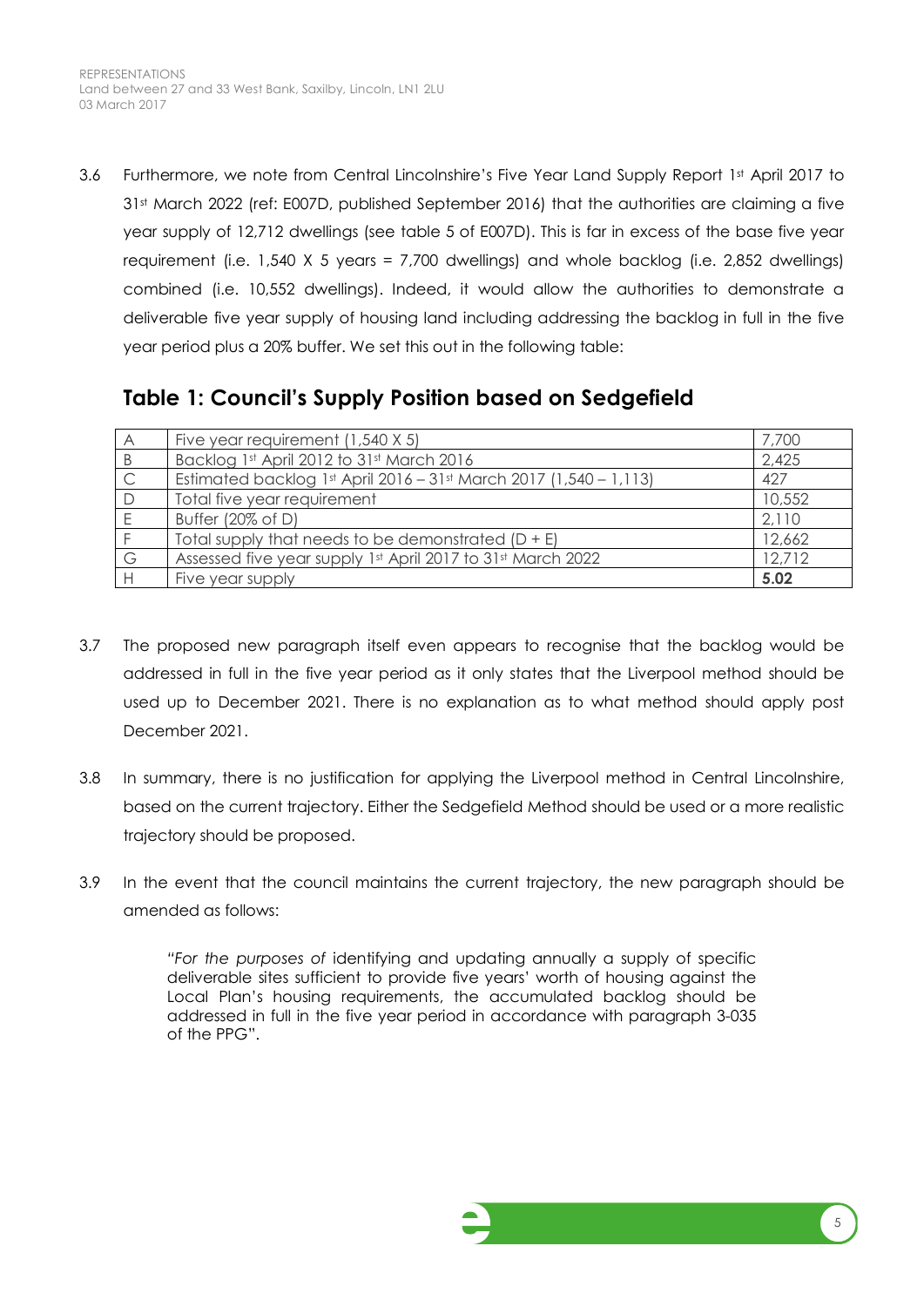3.6 Furthermore, we note from Central Lincolnshire's Five Year Land Supply Report 1st April 2017 to 31st March 2022 (ref: E007D, published September 2016) that the authorities are claiming a five year supply of 12,712 dwellings (see table 5 of E007D). This is far in excess of the base five year requirement (i.e. 1,540 X 5 years = 7,700 dwellings) and whole backlog (i.e. 2,852 dwellings) combined (i.e. 10,552 dwellings). Indeed, it would allow the authorities to demonstrate a deliverable five year supply of housing land including addressing the backlog in full in the five year period plus a 20% buffer. We set this out in the following table:

## Table 1: Council's Supply Position based on Sedgefield

| | | |
|---|---|---|
| A | Five year requirement (1,540 X 5) | 7,700 |
| B | Backlog 1st April 2012 to 31st March 2016 | 2,425 |
| C | Estimated backlog 1st April 2016 – 31st March 2017 (1,540 – 1,113) | 427 |
| D | Total five year requirement | 10,552 |
| E | Buffer (20% of D) | 2,110 |
| F | Total supply that needs to be demonstrated (D + E) | 12,662 |
| G | Assessed five year supply 1st April 2017 to 31st March 2022 | 12,712 |
| H | Five year supply | **5.02** |

3.7 The proposed new paragraph itself even appears to recognise that the backlog would be addressed in full in the five year period as it only states that the Liverpool method should be used up to December 2021. There is no explanation as to what method should apply post December 2021.

3.8 In summary, there is no justification for applying the Liverpool method in Central Lincolnshire, based on the current trajectory. Either the Sedgefield Method should be used or a more realistic trajectory should be proposed.

3.9 In the event that the council maintains the current trajectory, the new paragraph should be amended as follows:

> "*For the purposes of* identifying and updating annually a supply of specific deliverable sites sufficient to provide five years' worth of housing against the Local Plan's housing requirements, the accumulated backlog should be addressed in full in the five year period in accordance with paragraph 3-035 of the PPG".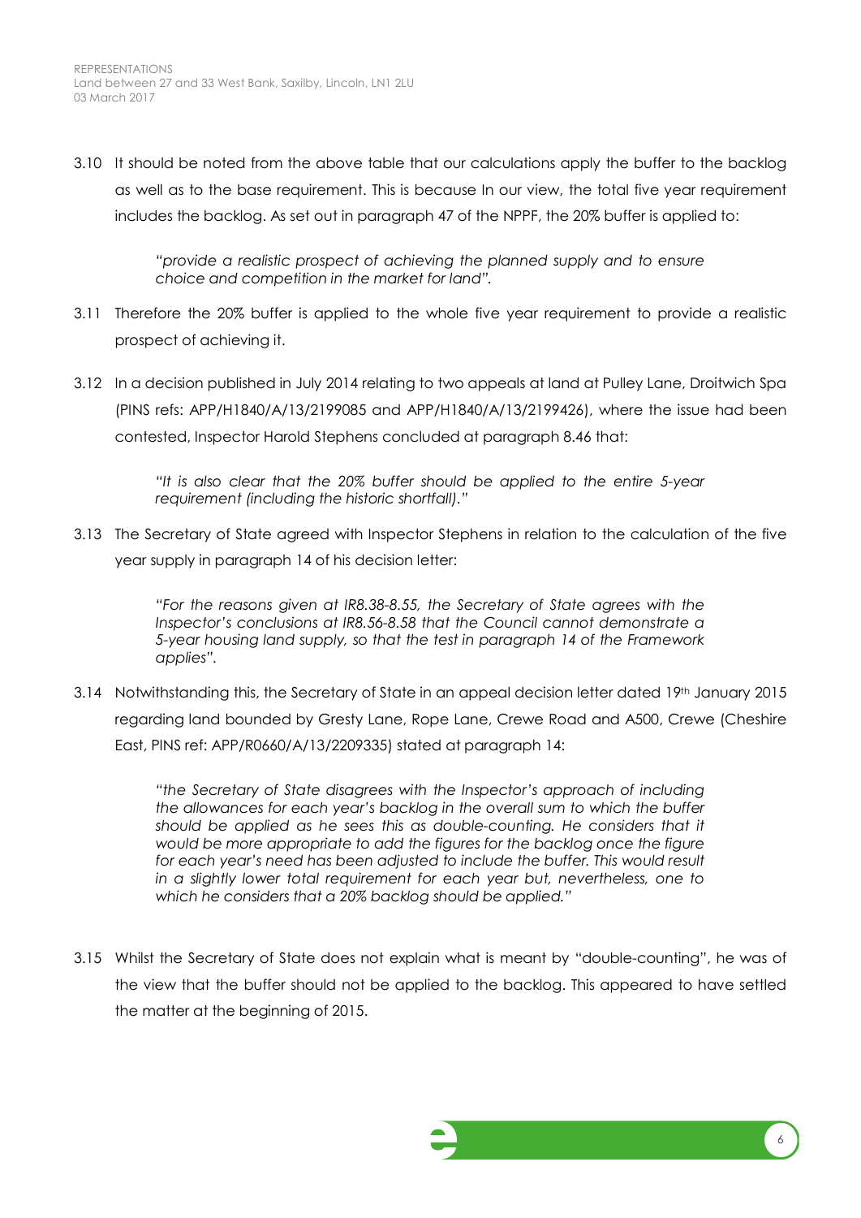3.10 It should be noted from the above table that our calculations apply the buffer to the backlog as well as to the base requirement. This is because In our view, the total five year requirement includes the backlog. As set out in paragraph 47 of the NPPF, the 20% buffer is applied to:

> *"provide a realistic prospect of achieving the planned supply and to ensure choice and competition in the market for land".*

3.11 Therefore the 20% buffer is applied to the whole five year requirement to provide a realistic prospect of achieving it.

3.12 In a decision published in July 2014 relating to two appeals at land at Pulley Lane, Droitwich Spa (PINS refs: APP/H1840/A/13/2199085 and APP/H1840/A/13/2199426), where the issue had been contested, Inspector Harold Stephens concluded at paragraph 8.46 that:

> *"It is also clear that the 20% buffer should be applied to the entire 5-year requirement (including the historic shortfall)."*

3.13 The Secretary of State agreed with Inspector Stephens in relation to the calculation of the five year supply in paragraph 14 of his decision letter:

> *"For the reasons given at IR8.38-8.55, the Secretary of State agrees with the Inspector's conclusions at IR8.56-8.58 that the Council cannot demonstrate a 5-year housing land supply, so that the test in paragraph 14 of the Framework applies".*

3.14 Notwithstanding this, the Secretary of State in an appeal decision letter dated 19th January 2015 regarding land bounded by Gresty Lane, Rope Lane, Crewe Road and A500, Crewe (Cheshire East, PINS ref: APP/R0660/A/13/2209335) stated at paragraph 14:

> *"the Secretary of State disagrees with the Inspector's approach of including the allowances for each year's backlog in the overall sum to which the buffer should be applied as he sees this as double-counting. He considers that it would be more appropriate to add the figures for the backlog once the figure for each year's need has been adjusted to include the buffer. This would result in a slightly lower total requirement for each year but, nevertheless, one to which he considers that a 20% backlog should be applied."*

3.15 Whilst the Secretary of State does not explain what is meant by "double-counting", he was of the view that the buffer should not be applied to the backlog. This appeared to have settled the matter at the beginning of 2015.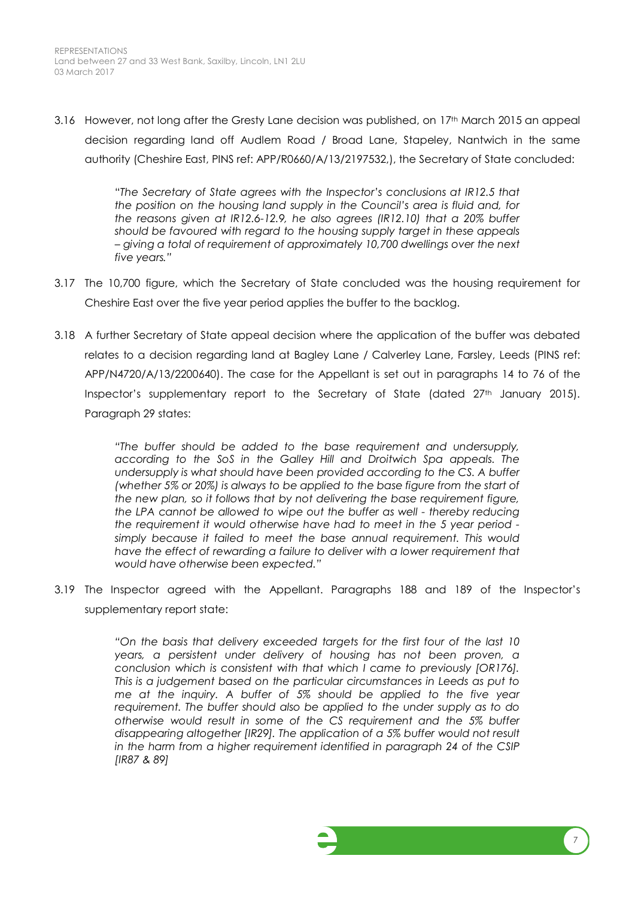3.16 However, not long after the Gresty Lane decision was published, on 17th March 2015 an appeal decision regarding land off Audlem Road / Broad Lane, Stapeley, Nantwich in the same authority (Cheshire East, PINS ref: APP/R0660/A/13/2197532,), the Secretary of State concluded:

> *"The Secretary of State agrees with the Inspector's conclusions at IR12.5 that the position on the housing land supply in the Council's area is fluid and, for the reasons given at IR12.6-12.9, he also agrees (IR12.10) that a 20% buffer should be favoured with regard to the housing supply target in these appeals – giving a total of requirement of approximately 10,700 dwellings over the next five years."*

3.17 The 10,700 figure, which the Secretary of State concluded was the housing requirement for Cheshire East over the five year period applies the buffer to the backlog.

3.18 A further Secretary of State appeal decision where the application of the buffer was debated relates to a decision regarding land at Bagley Lane / Calverley Lane, Farsley, Leeds (PINS ref: APP/N4720/A/13/2200640). The case for the Appellant is set out in paragraphs 14 to 76 of the Inspector's supplementary report to the Secretary of State (dated 27th January 2015). Paragraph 29 states:

> *"The buffer should be added to the base requirement and undersupply, according to the SoS in the Galley Hill and Droitwich Spa appeals. The undersupply is what should have been provided according to the CS. A buffer (whether 5% or 20%) is always to be applied to the base figure from the start of the new plan, so it follows that by not delivering the base requirement figure, the LPA cannot be allowed to wipe out the buffer as well - thereby reducing the requirement it would otherwise have had to meet in the 5 year period - simply because it failed to meet the base annual requirement. This would have the effect of rewarding a failure to deliver with a lower requirement that would have otherwise been expected."*

3.19 The Inspector agreed with the Appellant. Paragraphs 188 and 189 of the Inspector's supplementary report state:

> *"On the basis that delivery exceeded targets for the first four of the last 10 years, a persistent under delivery of housing has not been proven, a conclusion which is consistent with that which I came to previously [OR176]. This is a judgement based on the particular circumstances in Leeds as put to me at the inquiry. A buffer of 5% should be applied to the five year requirement. The buffer should also be applied to the under supply as to do otherwise would result in some of the CS requirement and the 5% buffer disappearing altogether [IR29]. The application of a 5% buffer would not result in the harm from a higher requirement identified in paragraph 24 of the CSIP [IR87 & 89]*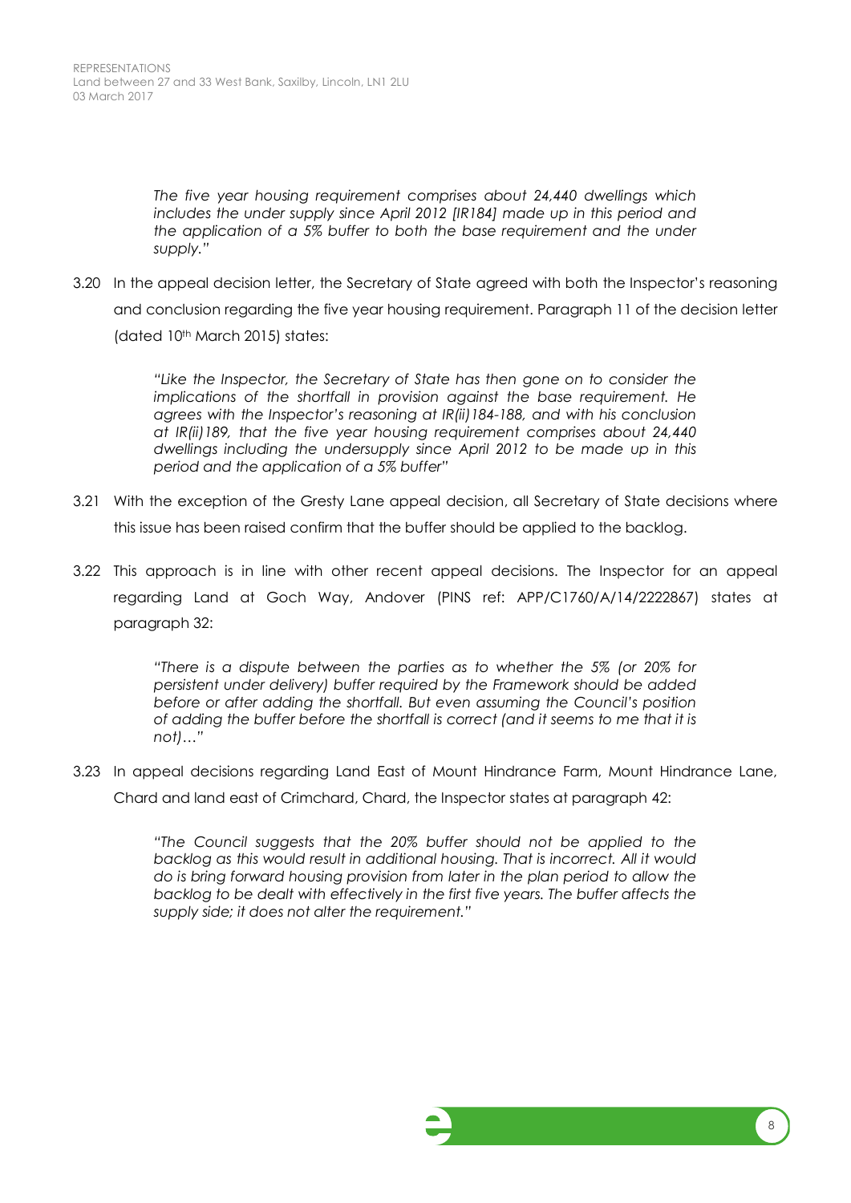> *The five year housing requirement comprises about 24,440 dwellings which includes the under supply since April 2012 [IR184] made up in this period and the application of a 5% buffer to both the base requirement and the under supply."*

3.20 In the appeal decision letter, the Secretary of State agreed with both the Inspector's reasoning and conclusion regarding the five year housing requirement. Paragraph 11 of the decision letter (dated 10th March 2015) states:

> *"Like the Inspector, the Secretary of State has then gone on to consider the implications of the shortfall in provision against the base requirement. He agrees with the Inspector's reasoning at IR(ii)184-188, and with his conclusion at IR(ii)189, that the five year housing requirement comprises about 24,440 dwellings including the undersupply since April 2012 to be made up in this period and the application of a 5% buffer"*

3.21 With the exception of the Gresty Lane appeal decision, all Secretary of State decisions where this issue has been raised confirm that the buffer should be applied to the backlog.

3.22 This approach is in line with other recent appeal decisions. The Inspector for an appeal regarding Land at Goch Way, Andover (PINS ref: APP/C1760/A/14/2222867) states at paragraph 32:

> *"There is a dispute between the parties as to whether the 5% (or 20% for persistent under delivery) buffer required by the Framework should be added before or after adding the shortfall. But even assuming the Council's position of adding the buffer before the shortfall is correct (and it seems to me that it is not)…"*

3.23 In appeal decisions regarding Land East of Mount Hindrance Farm, Mount Hindrance Lane, Chard and land east of Crimchard, Chard, the Inspector states at paragraph 42:

> *"The Council suggests that the 20% buffer should not be applied to the backlog as this would result in additional housing. That is incorrect. All it would do is bring forward housing provision from later in the plan period to allow the backlog to be dealt with effectively in the first five years. The buffer affects the supply side; it does not alter the requirement."*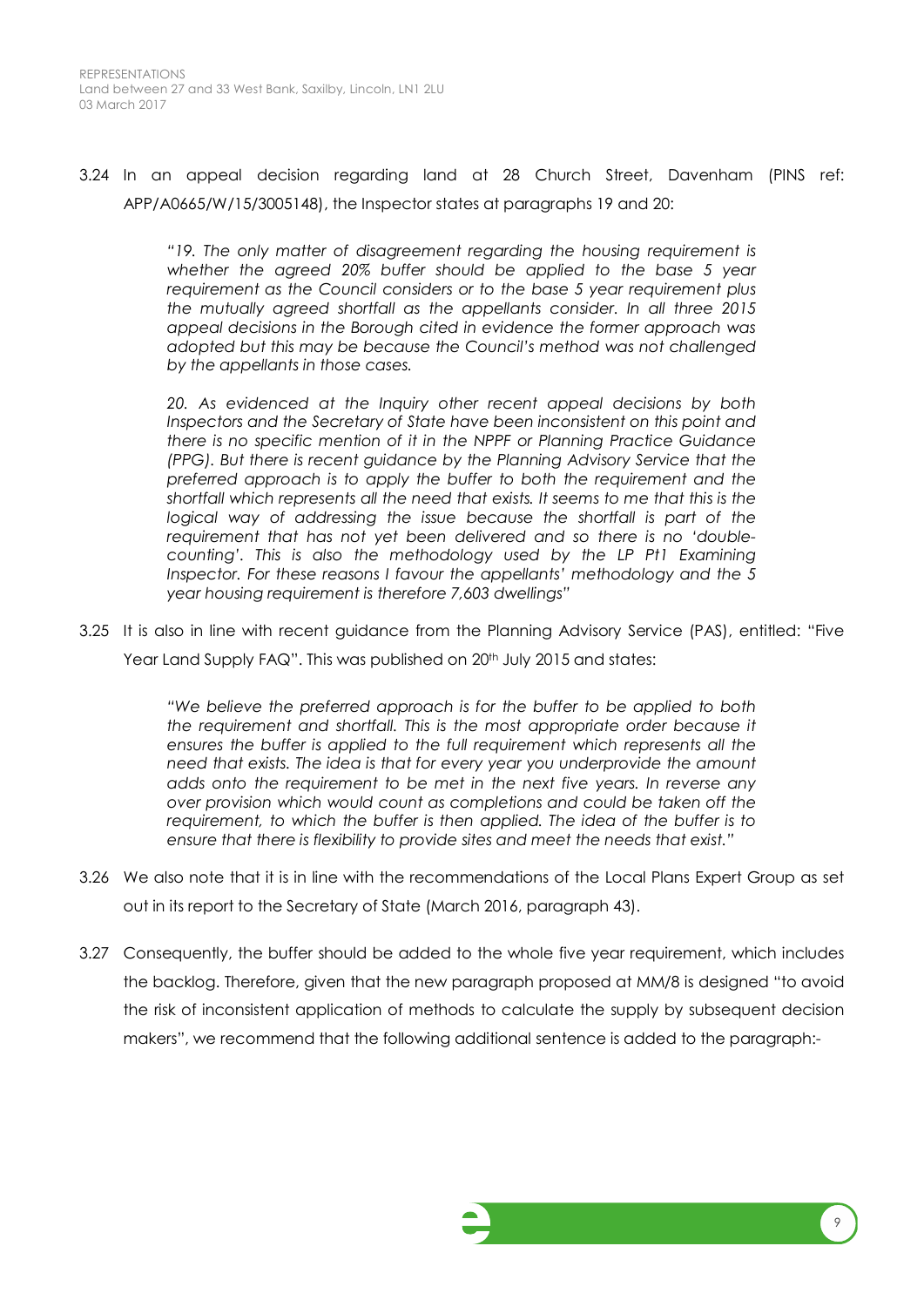3.24 In an appeal decision regarding land at 28 Church Street, Davenham (PINS ref: APP/A0665/W/15/3005148), the Inspector states at paragraphs 19 and 20:

> *"19. The only matter of disagreement regarding the housing requirement is whether the agreed 20% buffer should be applied to the base 5 year requirement as the Council considers or to the base 5 year requirement plus the mutually agreed shortfall as the appellants consider. In all three 2015 appeal decisions in the Borough cited in evidence the former approach was adopted but this may be because the Council's method was not challenged by the appellants in those cases.*
>
> *20. As evidenced at the Inquiry other recent appeal decisions by both Inspectors and the Secretary of State have been inconsistent on this point and there is no specific mention of it in the NPPF or Planning Practice Guidance (PPG). But there is recent guidance by the Planning Advisory Service that the preferred approach is to apply the buffer to both the requirement and the shortfall which represents all the need that exists. It seems to me that this is the logical way of addressing the issue because the shortfall is part of the requirement that has not yet been delivered and so there is no 'double-counting'. This is also the methodology used by the LP Pt1 Examining Inspector. For these reasons I favour the appellants' methodology and the 5 year housing requirement is therefore 7,603 dwellings"*

3.25 It is also in line with recent guidance from the Planning Advisory Service (PAS), entitled: "Five Year Land Supply FAQ". This was published on 20th July 2015 and states:

> *"We believe the preferred approach is for the buffer to be applied to both the requirement and shortfall. This is the most appropriate order because it ensures the buffer is applied to the full requirement which represents all the need that exists. The idea is that for every year you underprovide the amount adds onto the requirement to be met in the next five years. In reverse any over provision which would count as completions and could be taken off the requirement, to which the buffer is then applied. The idea of the buffer is to ensure that there is flexibility to provide sites and meet the needs that exist."*

3.26 We also note that it is in line with the recommendations of the Local Plans Expert Group as set out in its report to the Secretary of State (March 2016, paragraph 43).

3.27 Consequently, the buffer should be added to the whole five year requirement, which includes the backlog. Therefore, given that the new paragraph proposed at MM/8 is designed "to avoid the risk of inconsistent application of methods to calculate the supply by subsequent decision makers", we recommend that the following additional sentence is added to the paragraph:-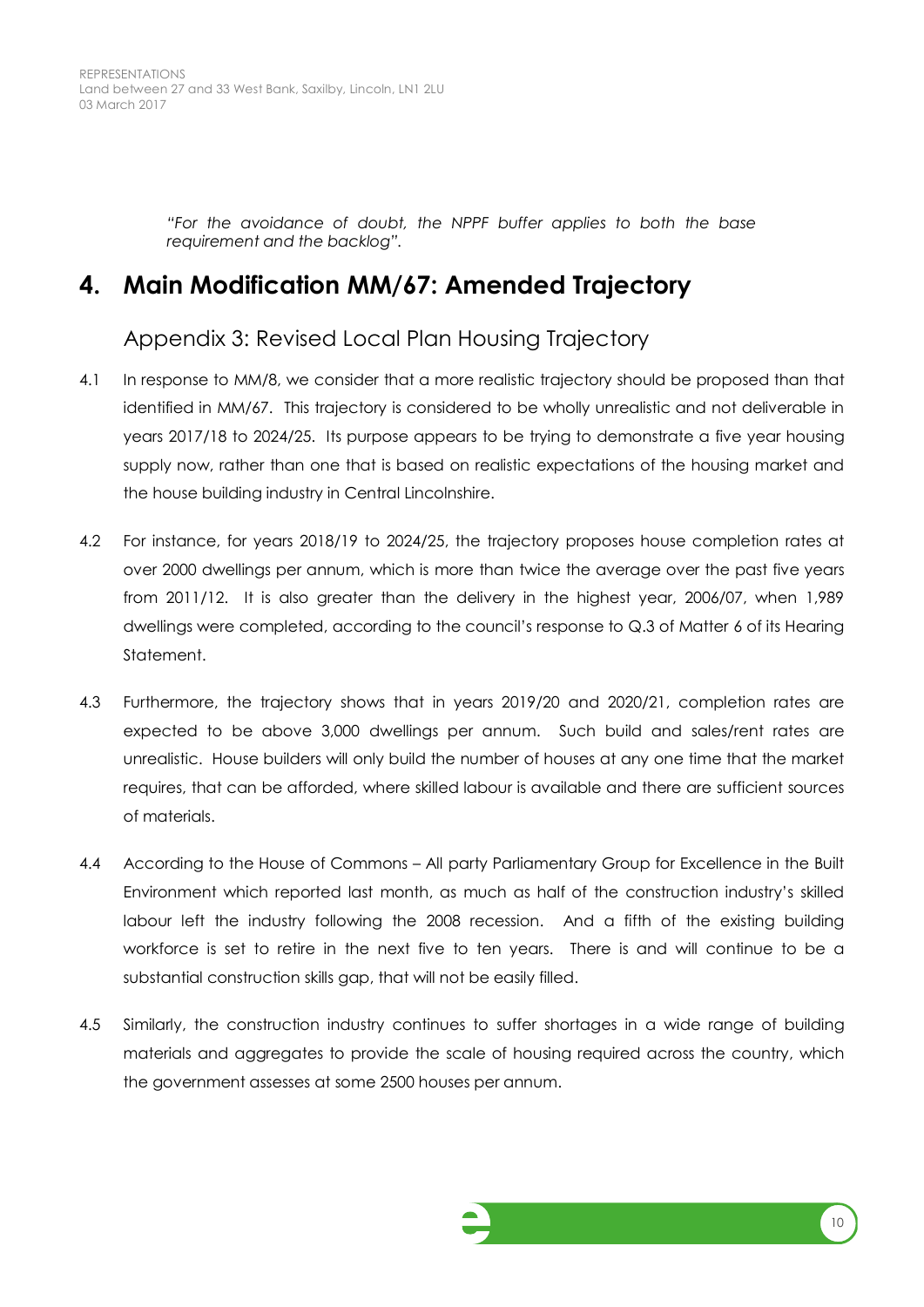*"For the avoidance of doubt, the NPPF buffer applies to both the base requirement and the backlog".*

# 4. Main Modification MM/67: Amended Trajectory

## Appendix 3: Revised Local Plan Housing Trajectory

4.1 In response to MM/8, we consider that a more realistic trajectory should be proposed than that identified in MM/67. This trajectory is considered to be wholly unrealistic and not deliverable in years 2017/18 to 2024/25. Its purpose appears to be trying to demonstrate a five year housing supply now, rather than one that is based on realistic expectations of the housing market and the house building industry in Central Lincolnshire.

4.2 For instance, for years 2018/19 to 2024/25, the trajectory proposes house completion rates at over 2000 dwellings per annum, which is more than twice the average over the past five years from 2011/12. It is also greater than the delivery in the highest year, 2006/07, when 1,989 dwellings were completed, according to the council's response to Q.3 of Matter 6 of its Hearing Statement.

4.3 Furthermore, the trajectory shows that in years 2019/20 and 2020/21, completion rates are expected to be above 3,000 dwellings per annum. Such build and sales/rent rates are unrealistic. House builders will only build the number of houses at any one time that the market requires, that can be afforded, where skilled labour is available and there are sufficient sources of materials.

4.4 According to the House of Commons – All party Parliamentary Group for Excellence in the Built Environment which reported last month, as much as half of the construction industry's skilled labour left the industry following the 2008 recession. And a fifth of the existing building workforce is set to retire in the next five to ten years. There is and will continue to be a substantial construction skills gap, that will not be easily filled.

4.5 Similarly, the construction industry continues to suffer shortages in a wide range of building materials and aggregates to provide the scale of housing required across the country, which the government assesses at some 2500 houses per annum.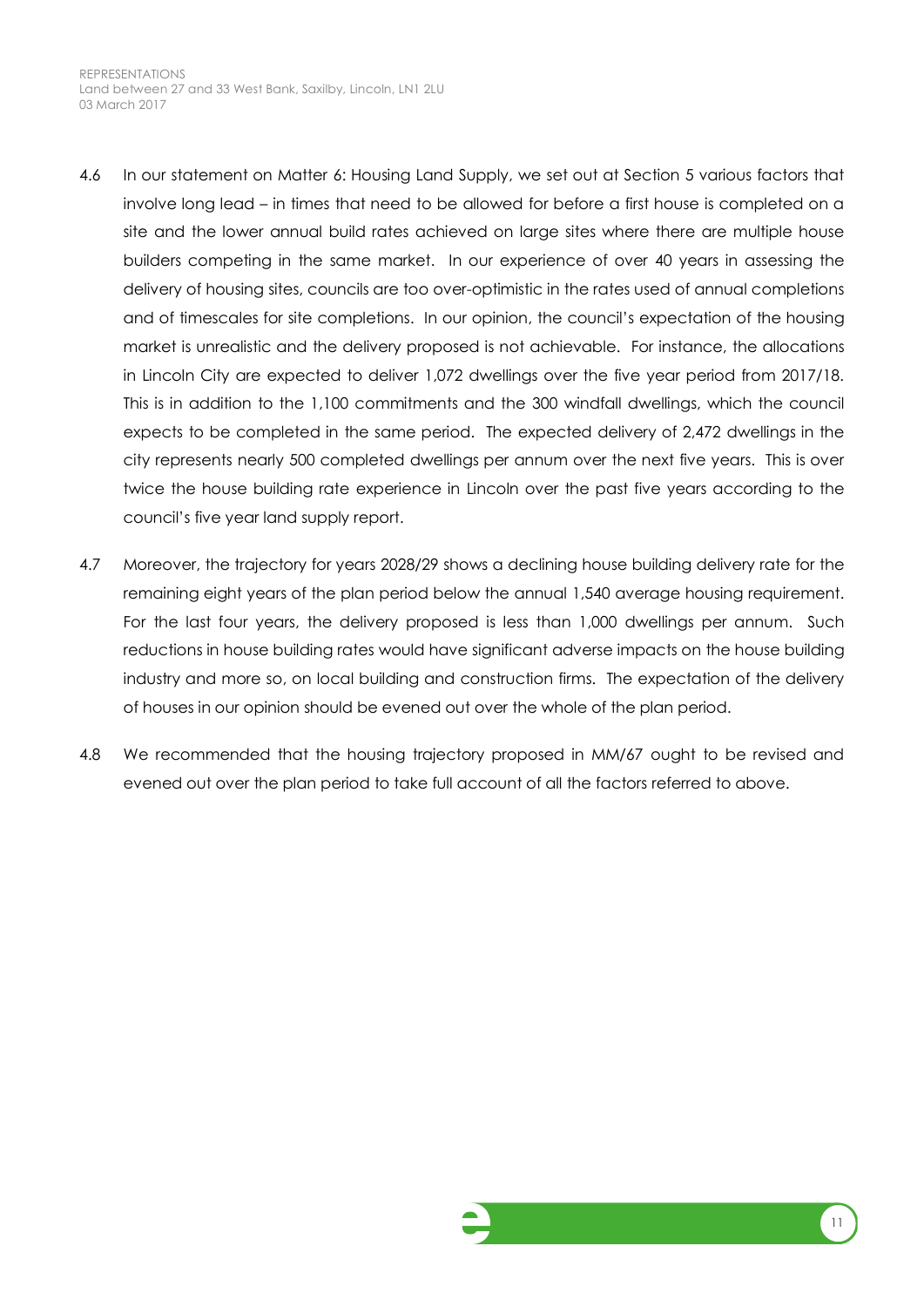4.6 In our statement on Matter 6: Housing Land Supply, we set out at Section 5 various factors that involve long lead – in times that need to be allowed for before a first house is completed on a site and the lower annual build rates achieved on large sites where there are multiple house builders competing in the same market. In our experience of over 40 years in assessing the delivery of housing sites, councils are too over-optimistic in the rates used of annual completions and of timescales for site completions. In our opinion, the council's expectation of the housing market is unrealistic and the delivery proposed is not achievable. For instance, the allocations in Lincoln City are expected to deliver 1,072 dwellings over the five year period from 2017/18. This is in addition to the 1,100 commitments and the 300 windfall dwellings, which the council expects to be completed in the same period. The expected delivery of 2,472 dwellings in the city represents nearly 500 completed dwellings per annum over the next five years. This is over twice the house building rate experience in Lincoln over the past five years according to the council's five year land supply report.

4.7 Moreover, the trajectory for years 2028/29 shows a declining house building delivery rate for the remaining eight years of the plan period below the annual 1,540 average housing requirement. For the last four years, the delivery proposed is less than 1,000 dwellings per annum. Such reductions in house building rates would have significant adverse impacts on the house building industry and more so, on local building and construction firms. The expectation of the delivery of houses in our opinion should be evened out over the whole of the plan period.

4.8 We recommended that the housing trajectory proposed in MM/67 ought to be revised and evened out over the plan period to take full account of all the factors referred to above.